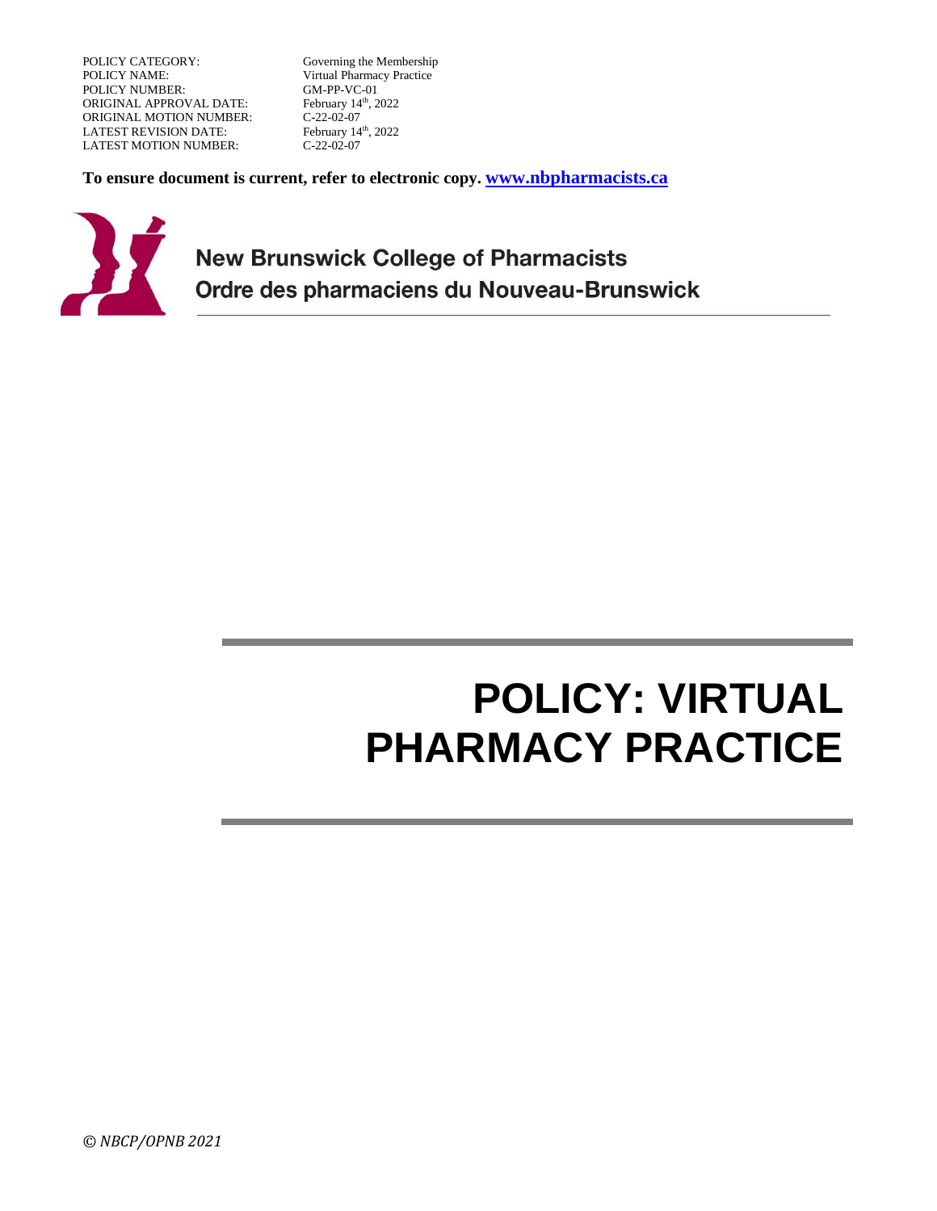| | |
|---|---|
| POLICY CATEGORY: | Governing the Membership |
| POLICY NAME: | Virtual Pharmacy Practice |
| POLICY NUMBER: | GM-PP-VC-01 |
| ORIGINAL APPROVAL DATE: | February 14th, 2022 |
| ORIGINAL MOTION NUMBER: | C-22-02-07 |
| LATEST REVISION DATE: | February 14th, 2022 |
| LATEST MOTION NUMBER: | C-22-02-07 |

**To ensure document is current, refer to electronic copy. [www.nbpharmacists.ca](http://www.nbpharmacists.ca)**

**New Brunswick College of Pharmacists**
**Ordre des pharmaciens du Nouveau-Brunswick**

# POLICY: VIRTUAL PHARMACY PRACTICE

*© NBCP/OPNB 2021*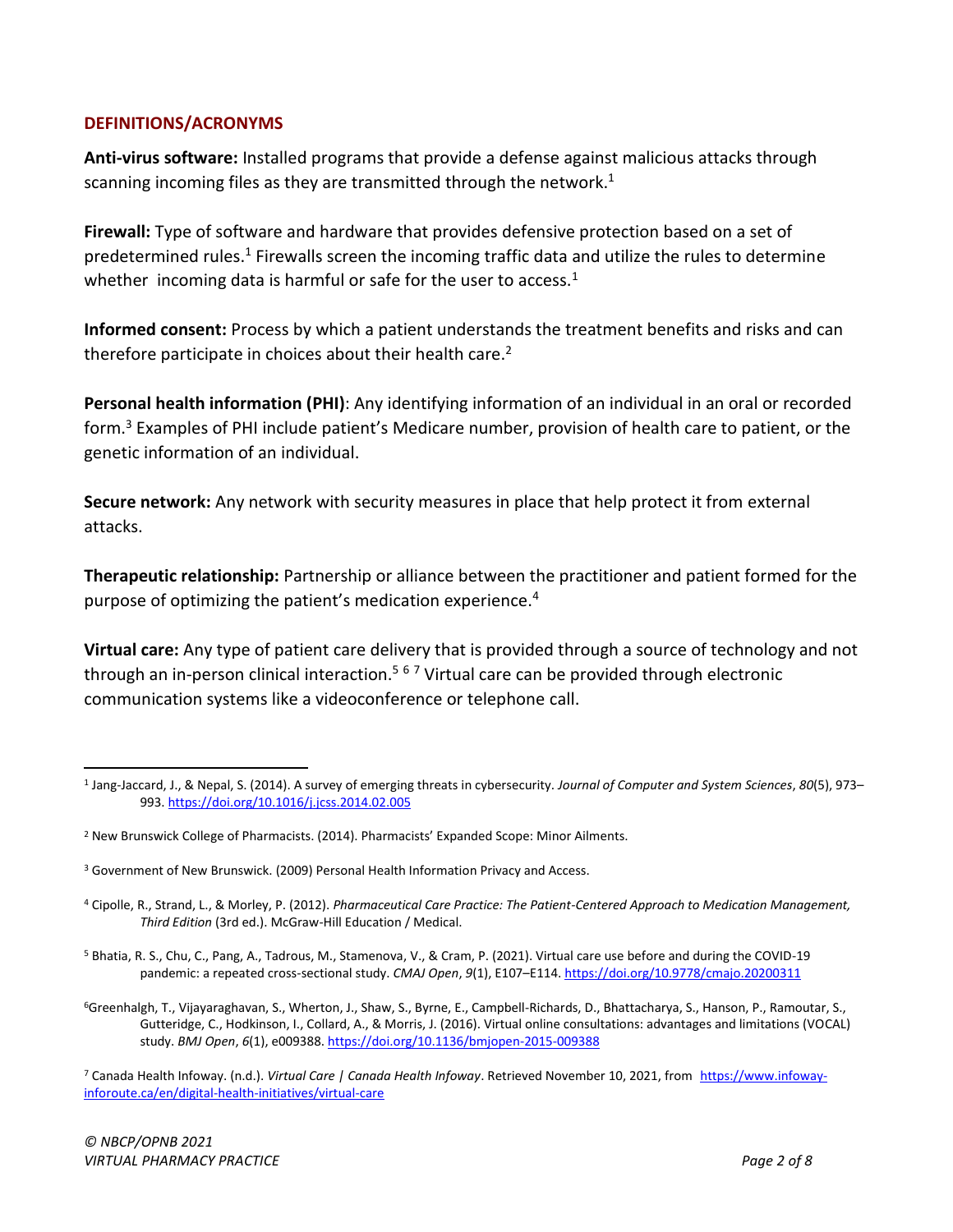## DEFINITIONS/ACRONYMS

**Anti-virus software:** Installed programs that provide a defense against malicious attacks through scanning incoming files as they are transmitted through the network.[1]

**Firewall:** Type of software and hardware that provides defensive protection based on a set of predetermined rules.[1] Firewalls screen the incoming traffic data and utilize the rules to determine whether incoming data is harmful or safe for the user to access.[1]

**Informed consent:** Process by which a patient understands the treatment benefits and risks and can therefore participate in choices about their health care.[2]

**Personal health information (PHI)**: Any identifying information of an individual in an oral or recorded form.[3] Examples of PHI include patient's Medicare number, provision of health care to patient, or the genetic information of an individual.

**Secure network:** Any network with security measures in place that help protect it from external attacks.

**Therapeutic relationship:** Partnership or alliance between the practitioner and patient formed for the purpose of optimizing the patient's medication experience.[4]

**Virtual care:** Any type of patient care delivery that is provided through a source of technology and not through an in-person clinical interaction.[5] [6] [7] Virtual care can be provided through electronic communication systems like a videoconference or telephone call.

---

[1] Jang-Jaccard, J., & Nepal, S. (2014). A survey of emerging threats in cybersecurity. *Journal of Computer and System Sciences*, *80*(5), 973–993. https://doi.org/10.1016/j.jcss.2014.02.005

[2] New Brunswick College of Pharmacists. (2014). Pharmacists' Expanded Scope: Minor Ailments.

[3] Government of New Brunswick. (2009) Personal Health Information Privacy and Access.

[4] Cipolle, R., Strand, L., & Morley, P. (2012). *Pharmaceutical Care Practice: The Patient-Centered Approach to Medication Management, Third Edition* (3rd ed.). McGraw-Hill Education / Medical.

[5] Bhatia, R. S., Chu, C., Pang, A., Tadrous, M., Stamenova, V., & Cram, P. (2021). Virtual care use before and during the COVID-19 pandemic: a repeated cross-sectional study. *CMAJ Open*, *9*(1), E107–E114. https://doi.org/10.9778/cmajo.20200311

[6] Greenhalgh, T., Vijayaraghavan, S., Wherton, J., Shaw, S., Byrne, E., Campbell-Richards, D., Bhattacharya, S., Hanson, P., Ramoutar, S., Gutteridge, C., Hodkinson, I., Collard, A., & Morris, J. (2016). Virtual online consultations: advantages and limitations (VOCAL) study. *BMJ Open*, *6*(1), e009388. https://doi.org/10.1136/bmjopen-2015-009388

[7] Canada Health Infoway. (n.d.). *Virtual Care | Canada Health Infoway*. Retrieved November 10, 2021, from https://www.infoway-inforoute.ca/en/digital-health-initiatives/virtual-care

*© NBCP/OPNB 2021*
*VIRTUAL PHARMACY PRACTICE*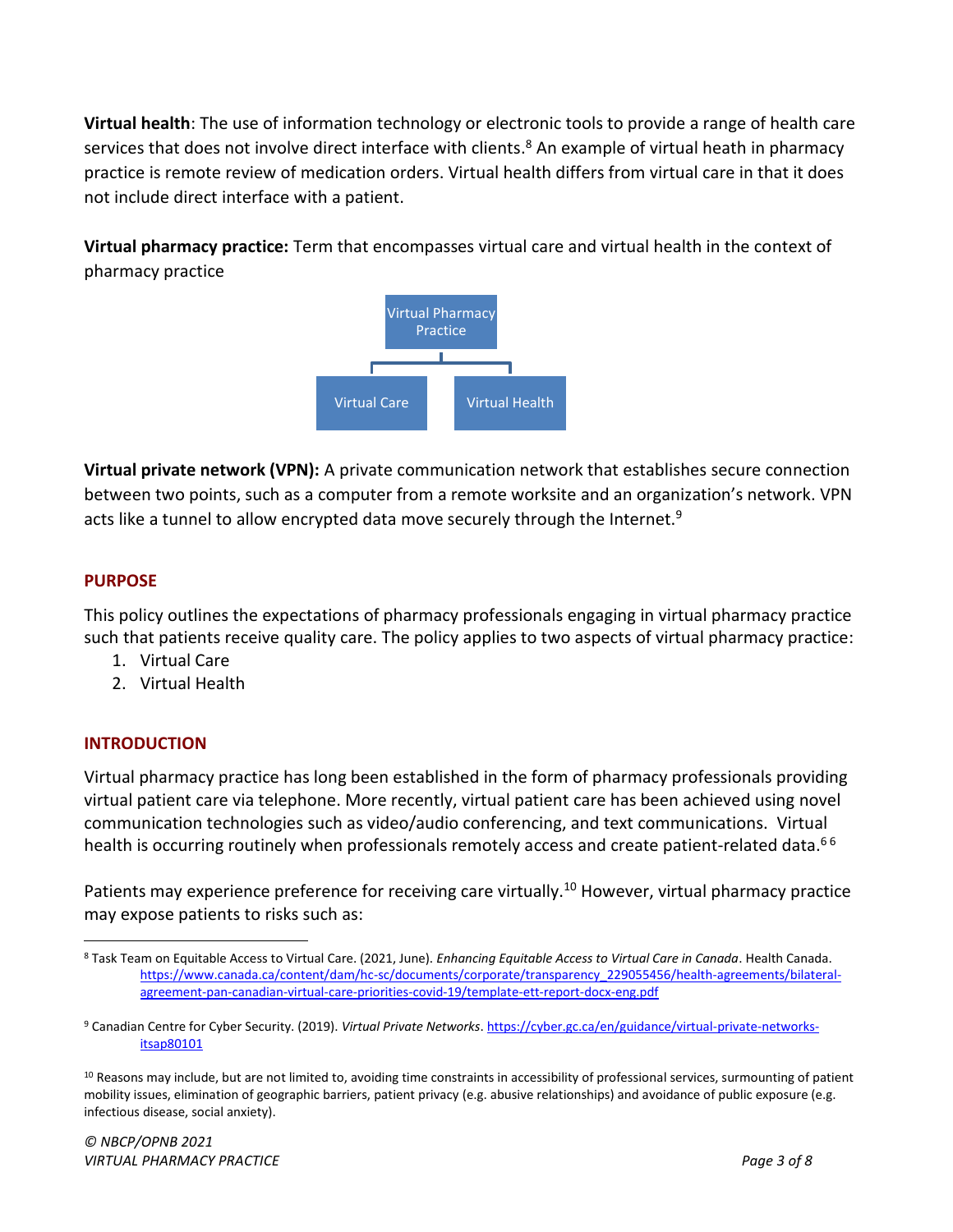**Virtual health**: The use of information technology or electronic tools to provide a range of health care services that does not involve direct interface with clients.[8] An example of virtual heath in pharmacy practice is remote review of medication orders. Virtual health differs from virtual care in that it does not include direct interface with a patient.

**Virtual pharmacy practice:** Term that encompasses virtual care and virtual health in the context of pharmacy practice

Virtual Pharmacy Practice

- Virtual Care
- Virtual Health

**Virtual private network (VPN):** A private communication network that establishes secure connection between two points, such as a computer from a remote worksite and an organization's network. VPN acts like a tunnel to allow encrypted data move securely through the Internet.[9]

## PURPOSE

This policy outlines the expectations of pharmacy professionals engaging in virtual pharmacy practice such that patients receive quality care. The policy applies to two aspects of virtual pharmacy practice:

1. Virtual Care
2. Virtual Health

## INTRODUCTION

Virtual pharmacy practice has long been established in the form of pharmacy professionals providing virtual patient care via telephone. More recently, virtual patient care has been achieved using novel communication technologies such as video/audio conferencing, and text communications. Virtual health is occurring routinely when professionals remotely access and create patient-related data.[6 6]

Patients may experience preference for receiving care virtually.[10] However, virtual pharmacy practice may expose patients to risks such as:

---

[8] Task Team on Equitable Access to Virtual Care. (2021, June). *Enhancing Equitable Access to Virtual Care in Canada*. Health Canada. https://www.canada.ca/content/dam/hc-sc/documents/corporate/transparency_229055456/health-agreements/bilateral-agreement-pan-canadian-virtual-care-priorities-covid-19/template-ett-report-docx-eng.pdf

[9] Canadian Centre for Cyber Security. (2019). *Virtual Private Networks*. https://cyber.gc.ca/en/guidance/virtual-private-networks-itsap80101

[10] Reasons may include, but are not limited to, avoiding time constraints in accessibility of professional services, surmounting of patient mobility issues, elimination of geographic barriers, patient privacy (e.g. abusive relationships) and avoidance of public exposure (e.g. infectious disease, social anxiety).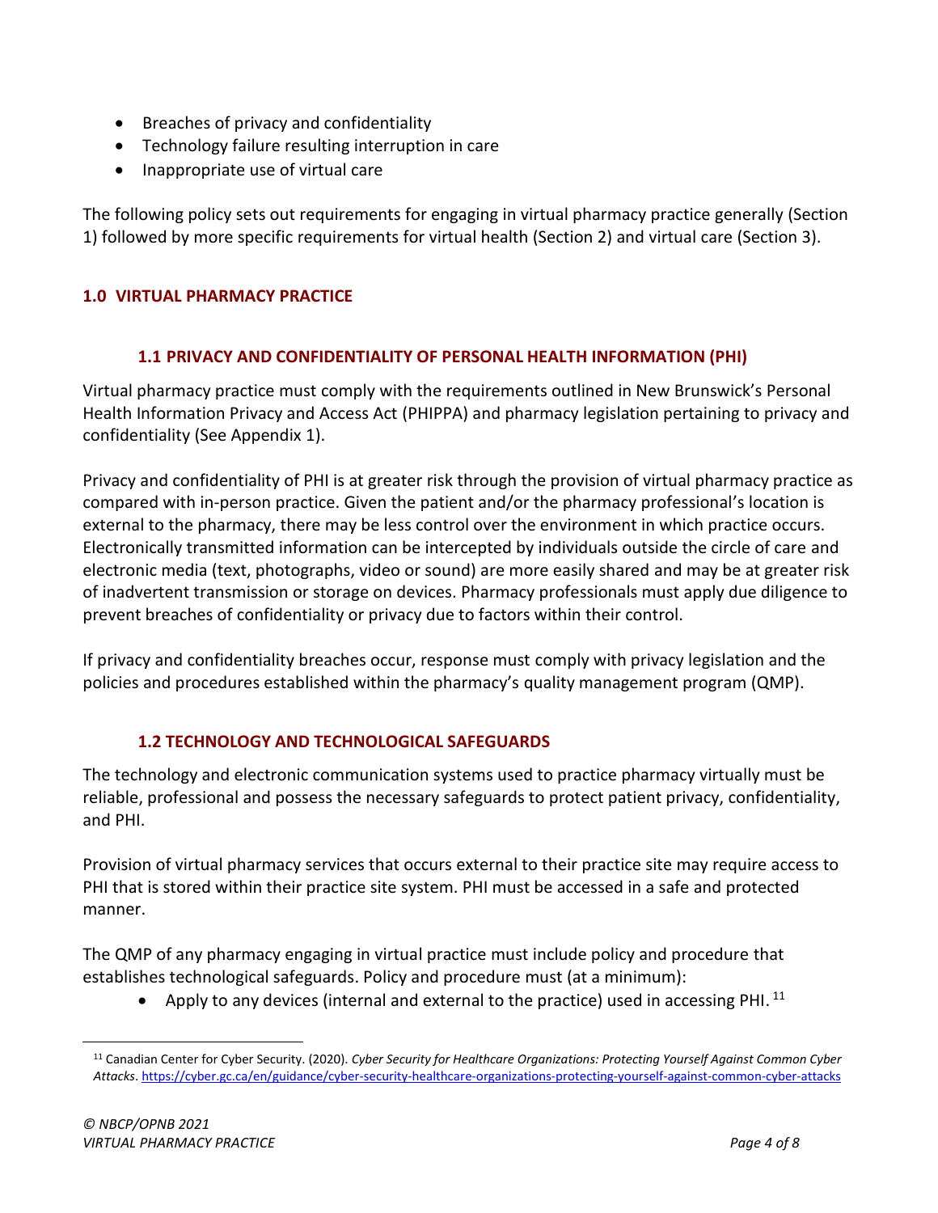- Breaches of privacy and confidentiality
- Technology failure resulting interruption in care
- Inappropriate use of virtual care

The following policy sets out requirements for engaging in virtual pharmacy practice generally (Section 1) followed by more specific requirements for virtual health (Section 2) and virtual care (Section 3).

## 1.0 VIRTUAL PHARMACY PRACTICE

### 1.1 PRIVACY AND CONFIDENTIALITY OF PERSONAL HEALTH INFORMATION (PHI)

Virtual pharmacy practice must comply with the requirements outlined in New Brunswick's Personal Health Information Privacy and Access Act (PHIPPA) and pharmacy legislation pertaining to privacy and confidentiality (See Appendix 1).

Privacy and confidentiality of PHI is at greater risk through the provision of virtual pharmacy practice as compared with in-person practice. Given the patient and/or the pharmacy professional's location is external to the pharmacy, there may be less control over the environment in which practice occurs. Electronically transmitted information can be intercepted by individuals outside the circle of care and electronic media (text, photographs, video or sound) are more easily shared and may be at greater risk of inadvertent transmission or storage on devices. Pharmacy professionals must apply due diligence to prevent breaches of confidentiality or privacy due to factors within their control.

If privacy and confidentiality breaches occur, response must comply with privacy legislation and the policies and procedures established within the pharmacy's quality management program (QMP).

### 1.2 TECHNOLOGY AND TECHNOLOGICAL SAFEGUARDS

The technology and electronic communication systems used to practice pharmacy virtually must be reliable, professional and possess the necessary safeguards to protect patient privacy, confidentiality, and PHI.

Provision of virtual pharmacy services that occurs external to their practice site may require access to PHI that is stored within their practice site system. PHI must be accessed in a safe and protected manner.

The QMP of any pharmacy engaging in virtual practice must include policy and procedure that establishes technological safeguards. Policy and procedure must (at a minimum):

- Apply to any devices (internal and external to the practice) used in accessing PHI. [11]

---

[11] Canadian Center for Cyber Security. (2020). *Cyber Security for Healthcare Organizations: Protecting Yourself Against Common Cyber Attacks*. https://cyber.gc.ca/en/guidance/cyber-security-healthcare-organizations-protecting-yourself-against-common-cyber-attacks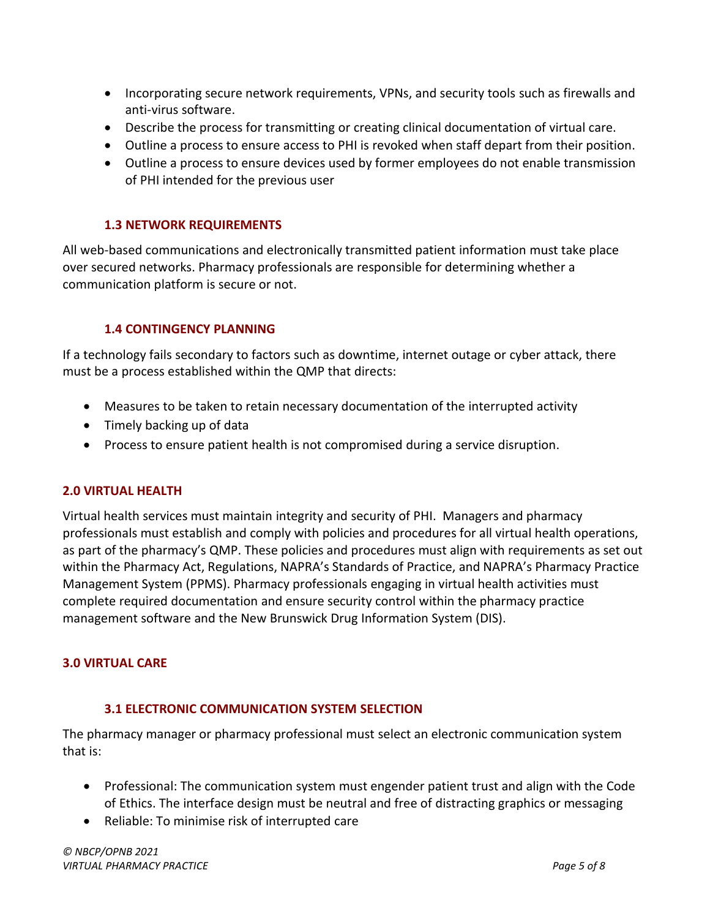- Incorporating secure network requirements, VPNs, and security tools such as firewalls and anti-virus software.
- Describe the process for transmitting or creating clinical documentation of virtual care.
- Outline a process to ensure access to PHI is revoked when staff depart from their position.
- Outline a process to ensure devices used by former employees do not enable transmission of PHI intended for the previous user

### 1.3 NETWORK REQUIREMENTS

All web-based communications and electronically transmitted patient information must take place over secured networks. Pharmacy professionals are responsible for determining whether a communication platform is secure or not.

### 1.4 CONTINGENCY PLANNING

If a technology fails secondary to factors such as downtime, internet outage or cyber attack, there must be a process established within the QMP that directs:

- Measures to be taken to retain necessary documentation of the interrupted activity
- Timely backing up of data
- Process to ensure patient health is not compromised during a service disruption.

## 2.0 VIRTUAL HEALTH

Virtual health services must maintain integrity and security of PHI. Managers and pharmacy professionals must establish and comply with policies and procedures for all virtual health operations, as part of the pharmacy's QMP. These policies and procedures must align with requirements as set out within the Pharmacy Act, Regulations, NAPRA's Standards of Practice, and NAPRA's Pharmacy Practice Management System (PPMS). Pharmacy professionals engaging in virtual health activities must complete required documentation and ensure security control within the pharmacy practice management software and the New Brunswick Drug Information System (DIS).

## 3.0 VIRTUAL CARE

### 3.1 ELECTRONIC COMMUNICATION SYSTEM SELECTION

The pharmacy manager or pharmacy professional must select an electronic communication system that is:

- Professional: The communication system must engender patient trust and align with the Code of Ethics. The interface design must be neutral and free of distracting graphics or messaging
- Reliable: To minimise risk of interrupted care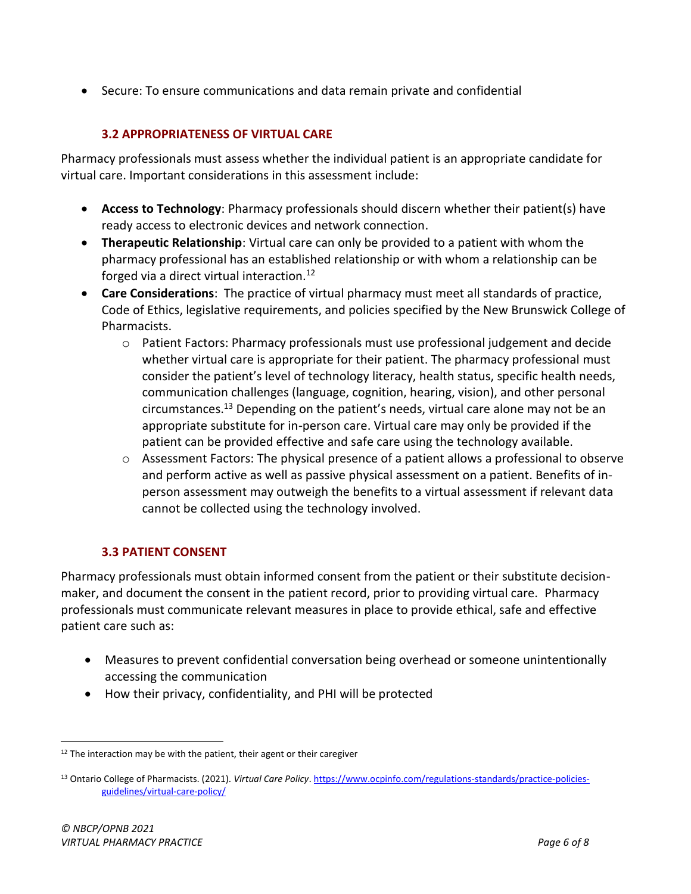- Secure: To ensure communications and data remain private and confidential

### 3.2 APPROPRIATENESS OF VIRTUAL CARE

Pharmacy professionals must assess whether the individual patient is an appropriate candidate for virtual care. Important considerations in this assessment include:

- **Access to Technology**: Pharmacy professionals should discern whether their patient(s) have ready access to electronic devices and network connection.
- **Therapeutic Relationship**: Virtual care can only be provided to a patient with whom the pharmacy professional has an established relationship or with whom a relationship can be forged via a direct virtual interaction.[12]
- **Care Considerations**: The practice of virtual pharmacy must meet all standards of practice, Code of Ethics, legislative requirements, and policies specified by the New Brunswick College of Pharmacists.
  - Patient Factors: Pharmacy professionals must use professional judgement and decide whether virtual care is appropriate for their patient. The pharmacy professional must consider the patient's level of technology literacy, health status, specific health needs, communication challenges (language, cognition, hearing, vision), and other personal circumstances.[13] Depending on the patient's needs, virtual care alone may not be an appropriate substitute for in-person care. Virtual care may only be provided if the patient can be provided effective and safe care using the technology available.
  - Assessment Factors: The physical presence of a patient allows a professional to observe and perform active as well as passive physical assessment on a patient. Benefits of in-person assessment may outweigh the benefits to a virtual assessment if relevant data cannot be collected using the technology involved.

### 3.3 PATIENT CONSENT

Pharmacy professionals must obtain informed consent from the patient or their substitute decision-maker, and document the consent in the patient record, prior to providing virtual care. Pharmacy professionals must communicate relevant measures in place to provide ethical, safe and effective patient care such as:

- Measures to prevent confidential conversation being overhead or someone unintentionally accessing the communication
- How their privacy, confidentiality, and PHI will be protected

---

[12] The interaction may be with the patient, their agent or their caregiver

[13] Ontario College of Pharmacists. (2021). *Virtual Care Policy*. https://www.ocpinfo.com/regulations-standards/practice-policies-guidelines/virtual-care-policy/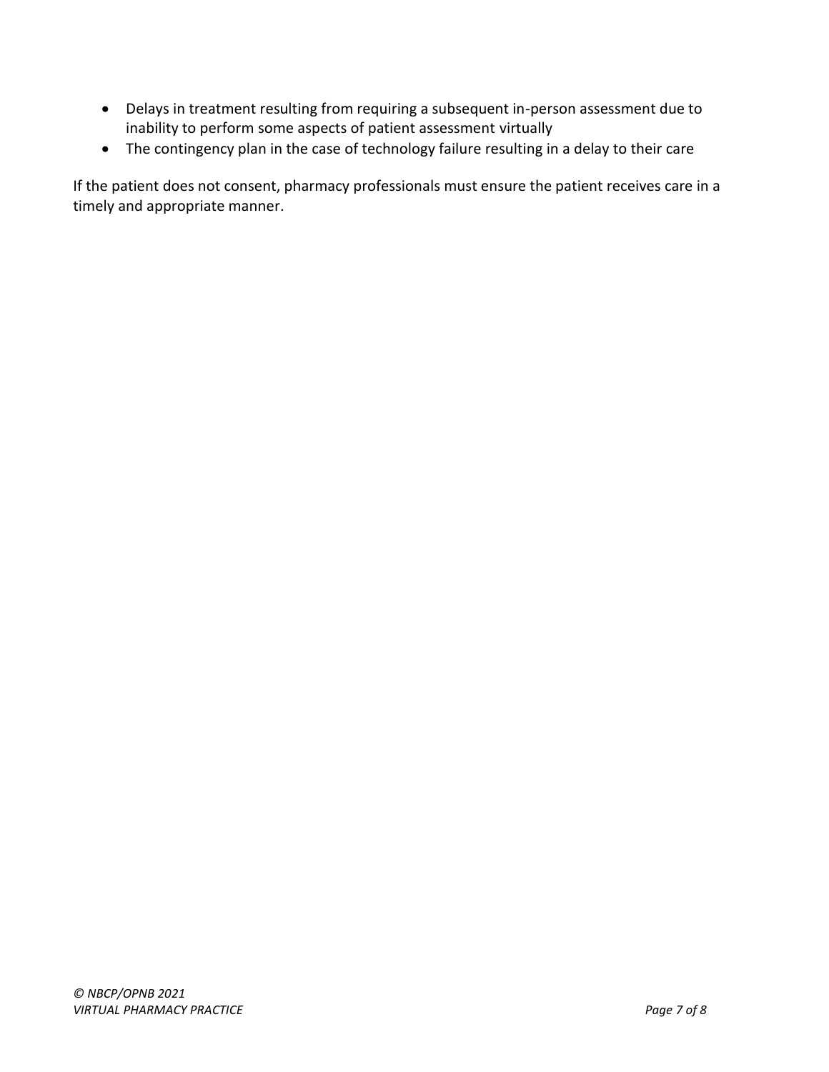- Delays in treatment resulting from requiring a subsequent in-person assessment due to inability to perform some aspects of patient assessment virtually
- The contingency plan in the case of technology failure resulting in a delay to their care

If the patient does not consent, pharmacy professionals must ensure the patient receives care in a timely and appropriate manner.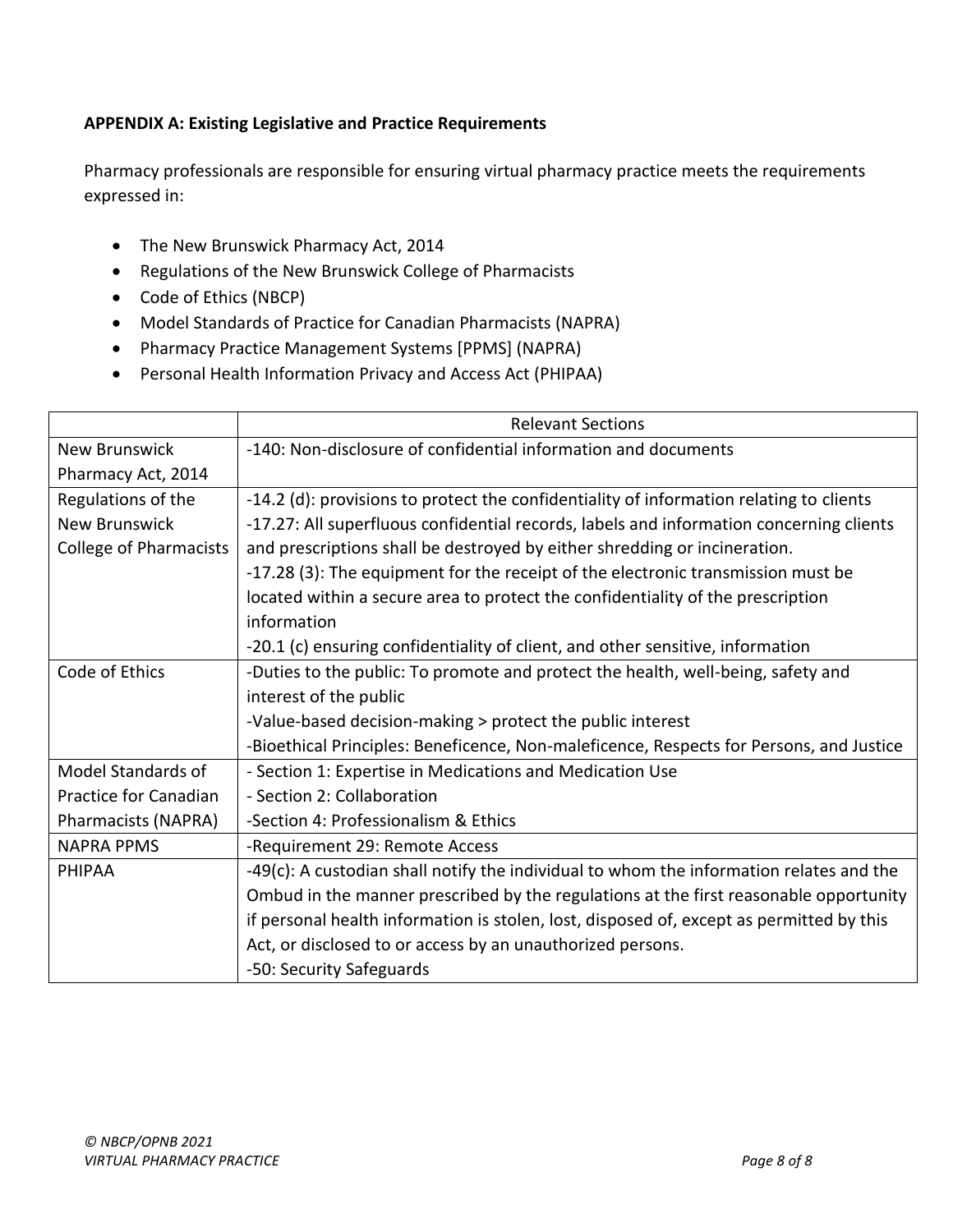**APPENDIX A: Existing Legislative and Practice Requirements**

Pharmacy professionals are responsible for ensuring virtual pharmacy practice meets the requirements expressed in:

- The New Brunswick Pharmacy Act, 2014
- Regulations of the New Brunswick College of Pharmacists
- Code of Ethics (NBCP)
- Model Standards of Practice for Canadian Pharmacists (NAPRA)
- Pharmacy Practice Management Systems [PPMS] (NAPRA)
- Personal Health Information Privacy and Access Act (PHIPAA)

| | Relevant Sections |
|---|---|
| New Brunswick Pharmacy Act, 2014 | -140: Non-disclosure of confidential information and documents |
| Regulations of the New Brunswick College of Pharmacists | -14.2 (d): provisions to protect the confidentiality of information relating to clients<br>-17.27: All superfluous confidential records, labels and information concerning clients and prescriptions shall be destroyed by either shredding or incineration.<br>-17.28 (3): The equipment for the receipt of the electronic transmission must be located within a secure area to protect the confidentiality of the prescription information<br>-20.1 (c) ensuring confidentiality of client, and other sensitive, information |
| Code of Ethics | -Duties to the public: To promote and protect the health, well-being, safety and interest of the public<br>-Value-based decision-making > protect the public interest<br>-Bioethical Principles: Beneficence, Non-maleficence, Respects for Persons, and Justice |
| Model Standards of Practice for Canadian Pharmacists (NAPRA) | - Section 1: Expertise in Medications and Medication Use<br>- Section 2: Collaboration<br>-Section 4: Professionalism & Ethics |
| NAPRA PPMS | -Requirement 29: Remote Access |
| PHIPAA | -49(c): A custodian shall notify the individual to whom the information relates and the Ombud in the manner prescribed by the regulations at the first reasonable opportunity if personal health information is stolen, lost, disposed of, except as permitted by this Act, or disclosed to or access by an unauthorized persons.<br>-50: Security Safeguards |